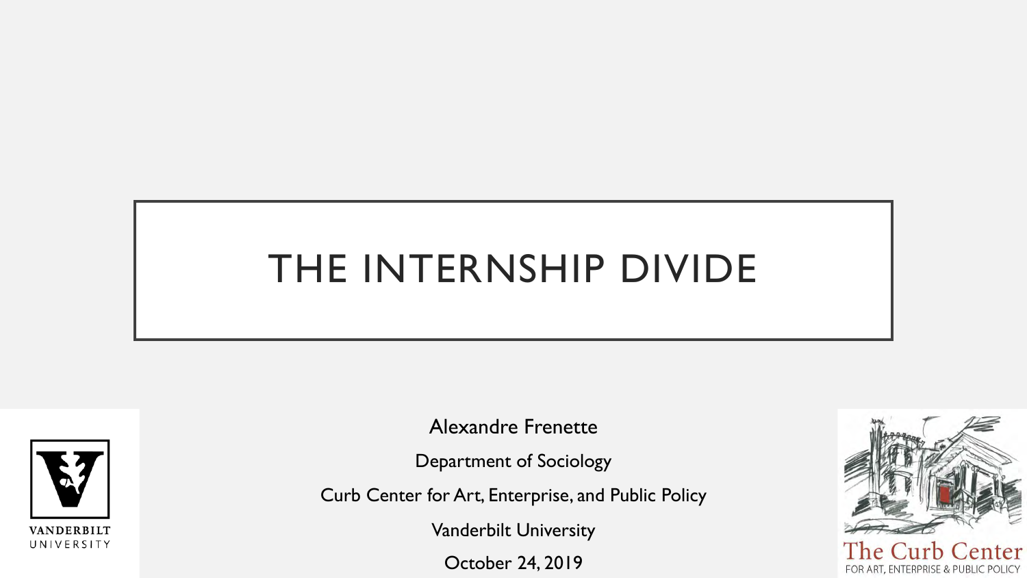# THE INTERNSHIP DIVIDE

Alexandre Frenette

Department of Sociology

Curb Center for Art, Enterprise, and Public Policy

Vanderbilt University

October 24, 2019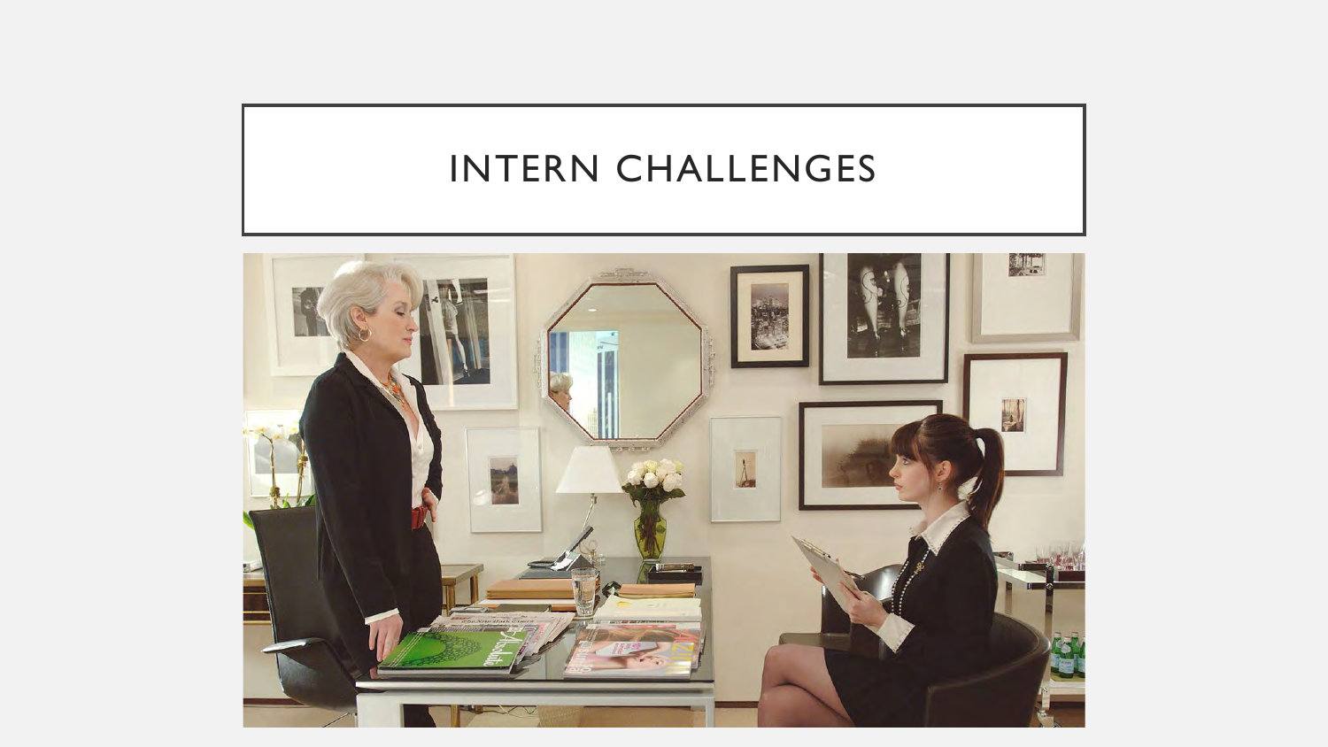# INTERN CHALLENGES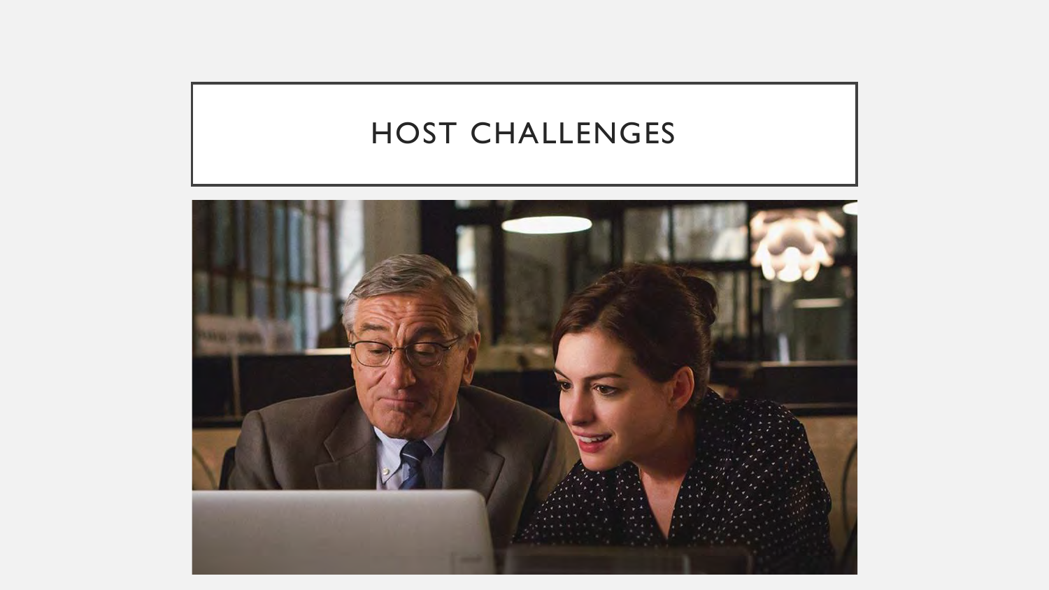# HOST CHALLENGES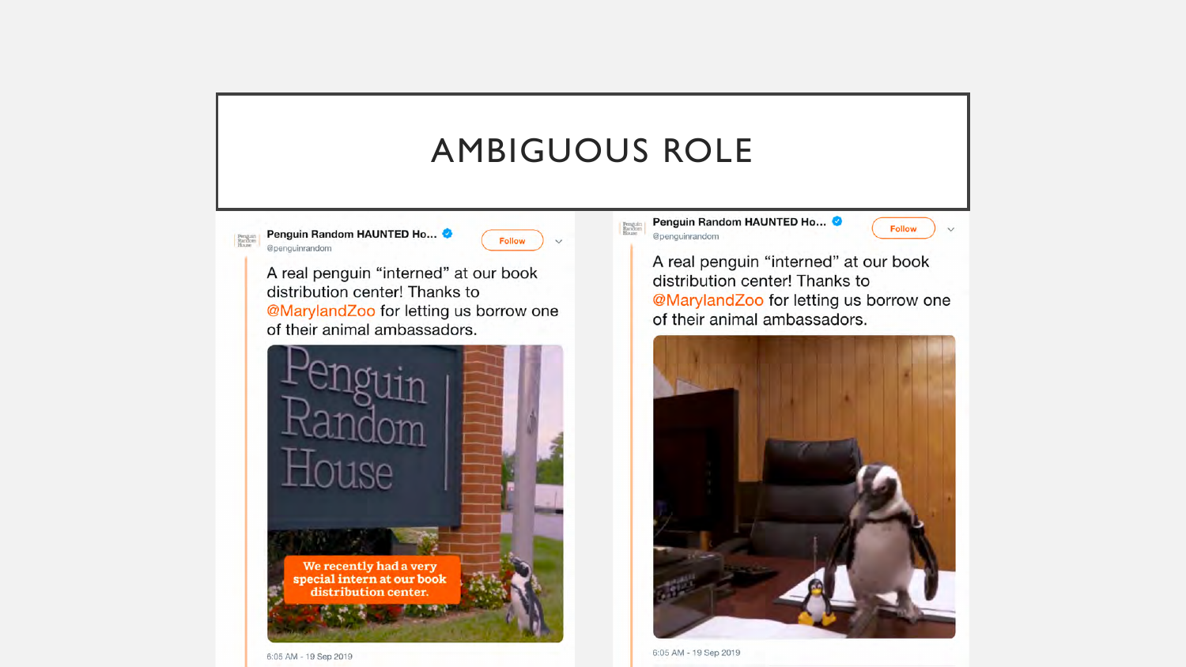# AMBIGUOUS ROLE

Penguin Random HAUNTED Ho... @penguinrandom

Follow

A real penguin "interned" at our book distribution center! Thanks to @MarylandZoo for letting us borrow one of their animal ambassadors.

6:05 AM - 19 Sep 2019

Penguin Random HAUNTED Ho... @penguinrandom

Follow

A real penguin "interned" at our book distribution center! Thanks to @MarylandZoo for letting us borrow one of their animal ambassadors.

6:05 AM - 19 Sep 2019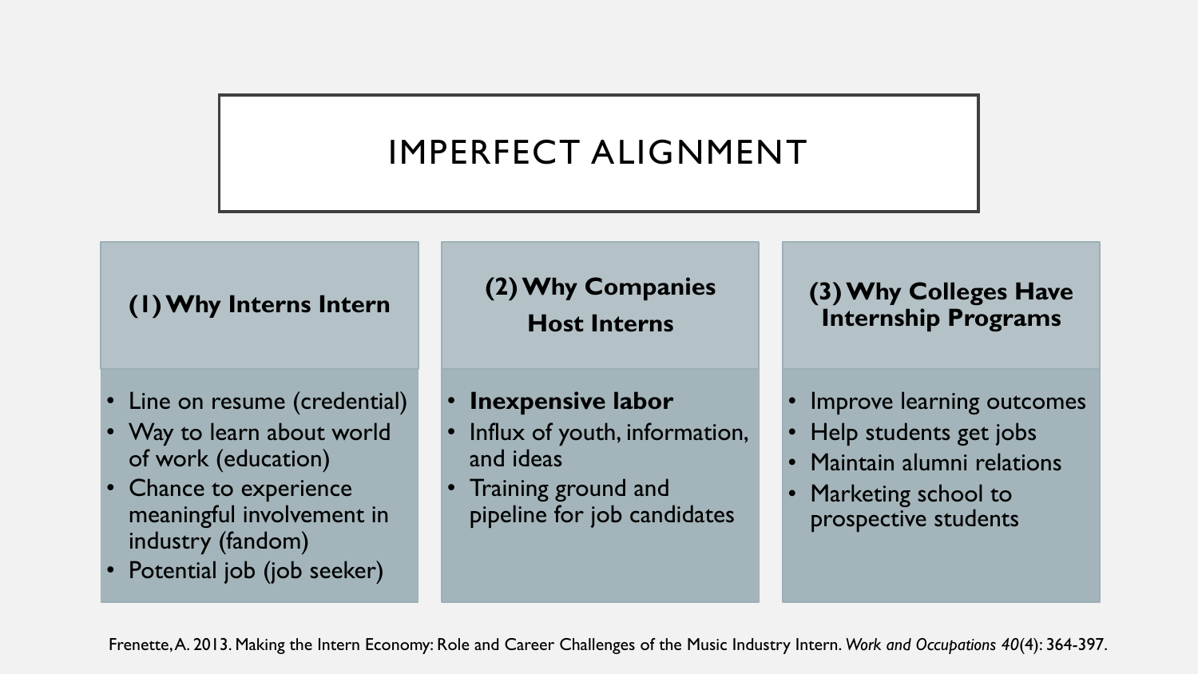# IMPERFECT ALIGNMENT

### (1) Why Interns Intern

- Line on resume (credential)
- Way to learn about world of work (education)
- Chance to experience meaningful involvement in industry (fandom)
- Potential job (job seeker)

### (2) Why Companies Host Interns

- **Inexpensive labor**
- Influx of youth, information, and ideas
- Training ground and pipeline for job candidates

### (3) Why Colleges Have Internship Programs

- Improve learning outcomes
- Help students get jobs
- Maintain alumni relations
- Marketing school to prospective students

Frenette, A. 2013. Making the Intern Economy: Role and Career Challenges of the Music Industry Intern. *Work and Occupations 40*(4): 364-397.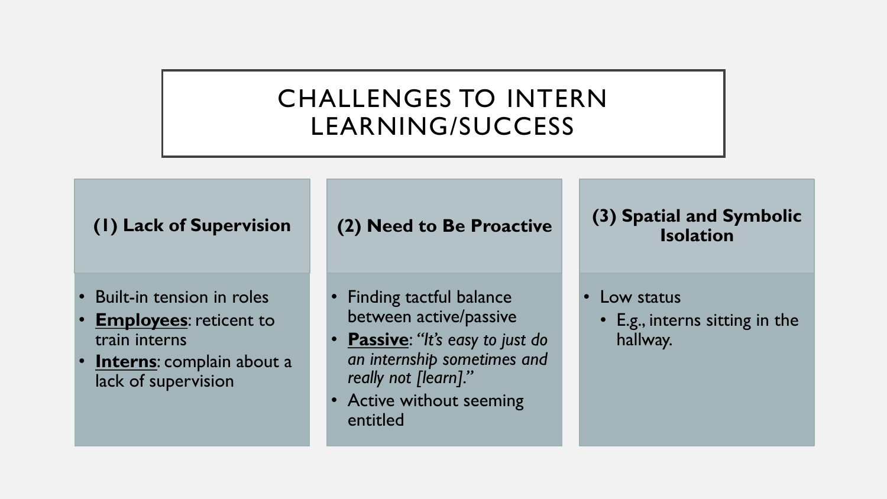# CHALLENGES TO INTERN LEARNING/SUCCESS

### (1) Lack of Supervision

- Built-in tension in roles
- **Employees**: reticent to train interns
- **Interns**: complain about a lack of supervision

### (2) Need to Be Proactive

- Finding tactful balance between active/passive
- **Passive**: *"It's easy to just do an internship sometimes and really not [learn]."*
- Active without seeming entitled

### (3) Spatial and Symbolic Isolation

- Low status
  - E.g., interns sitting in the hallway.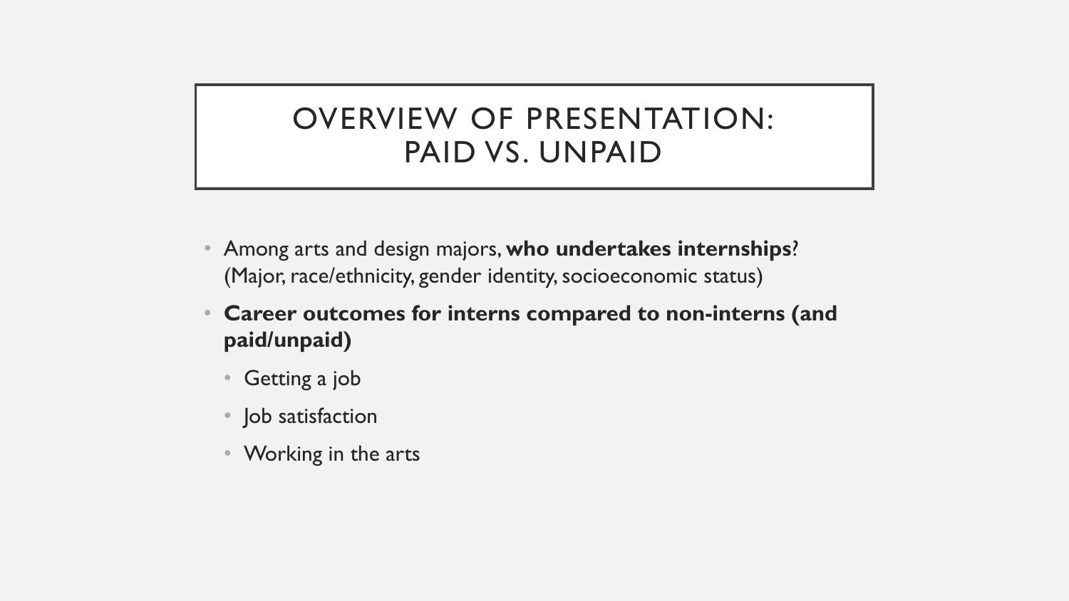# OVERVIEW OF PRESENTATION: PAID VS. UNPAID

- Among arts and design majors, **who undertakes internships**? (Major, race/ethnicity, gender identity, socioeconomic status)
- **Career outcomes for interns compared to non-interns (and paid/unpaid)**
  - Getting a job
  - Job satisfaction
  - Working in the arts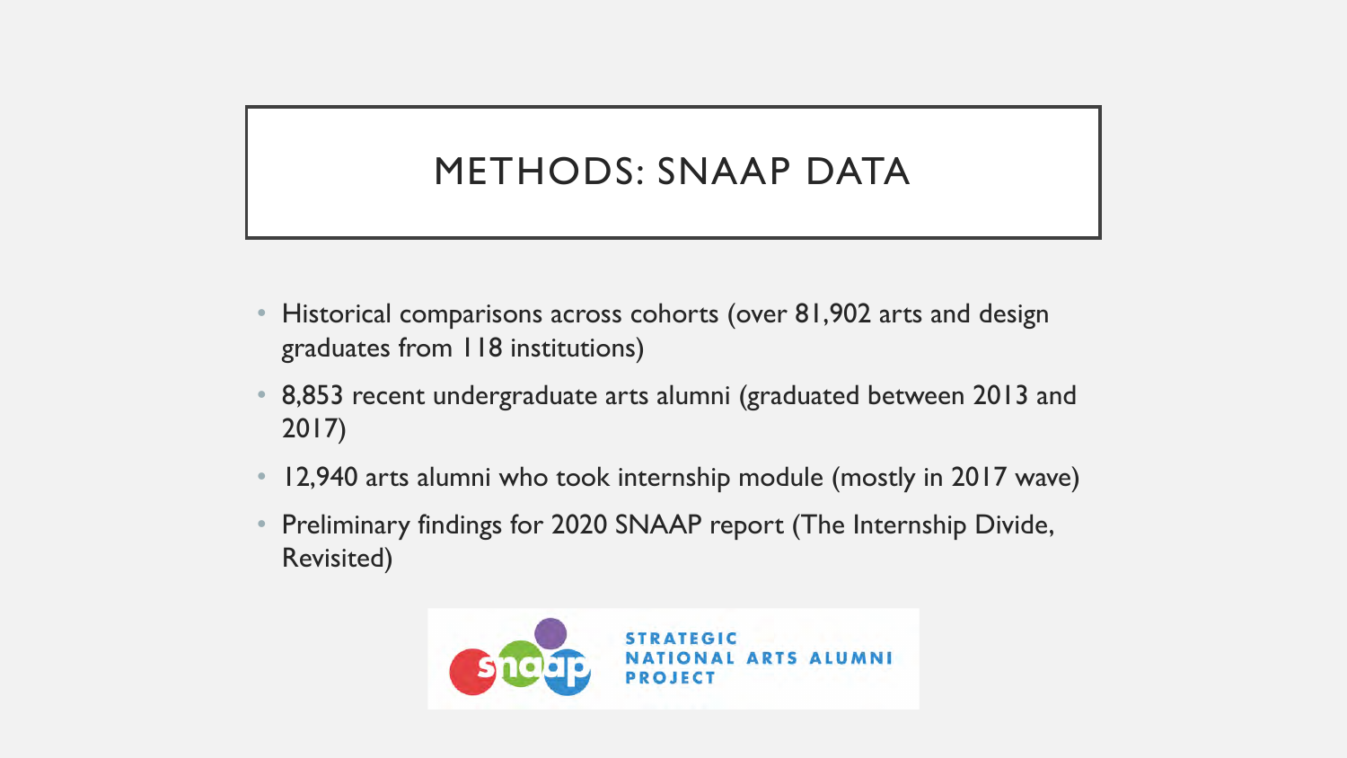# METHODS: SNAAP DATA

- Historical comparisons across cohorts (over 81,902 arts and design graduates from 118 institutions)
- 8,853 recent undergraduate arts alumni (graduated between 2013 and 2017)
- 12,940 arts alumni who took internship module (mostly in 2017 wave)
- Preliminary findings for 2020 SNAAP report (The Internship Divide, Revisited)

STRATEGIC NATIONAL ARTS ALUMNI PROJECT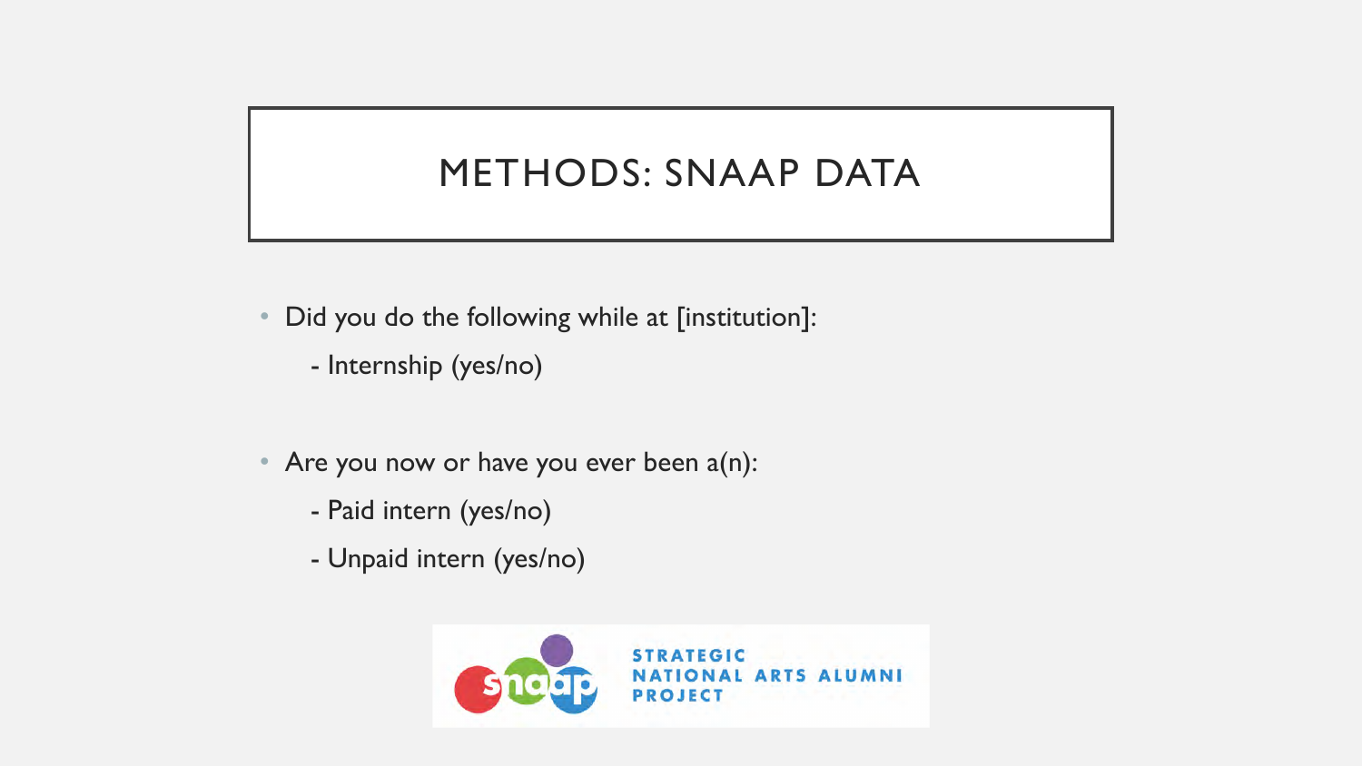# METHODS: SNAAP DATA

- Did you do the following while at [institution]:
  - Internship (yes/no)

- Are you now or have you ever been a(n):
  - Paid intern (yes/no)
  - Unpaid intern (yes/no)

STRATEGIC NATIONAL ARTS ALUMNI PROJECT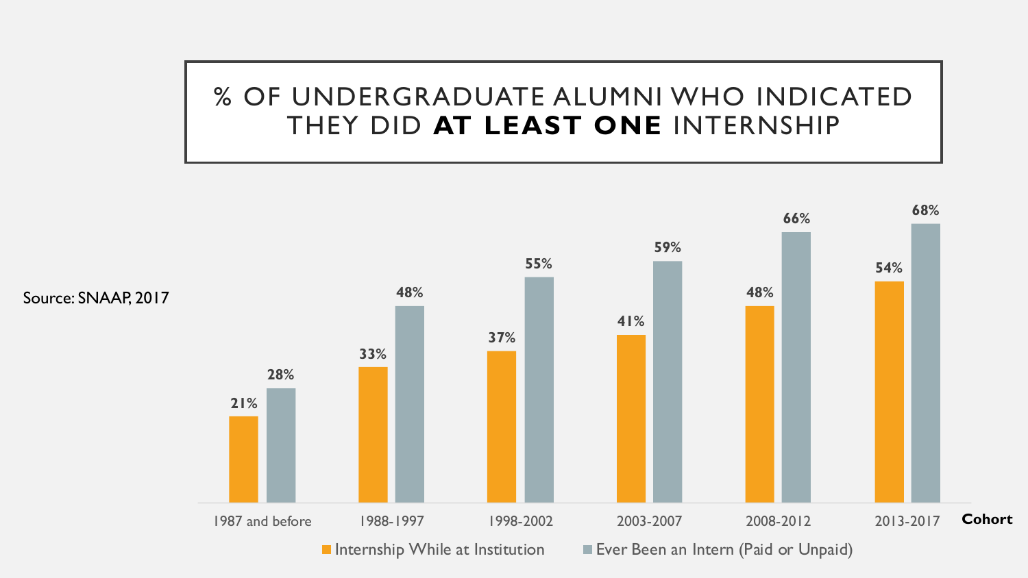# % OF UNDERGRADUATE ALUMNI WHO INDICATED THEY DID **AT LEAST ONE** INTERNSHIP

Source: SNAAP, 2017

| Cohort | Internship While at Institution | Ever Been an Intern (Paid or Unpaid) |
|---|---|---|
| 1987 and before | 21% | 28% |
| 1988-1997 | 33% | 48% |
| 1998-2002 | 37% | 55% |
| 2003-2007 | 41% | 59% |
| 2008-2012 | 48% | 66% |
| 2013-2017 | 54% | 68% |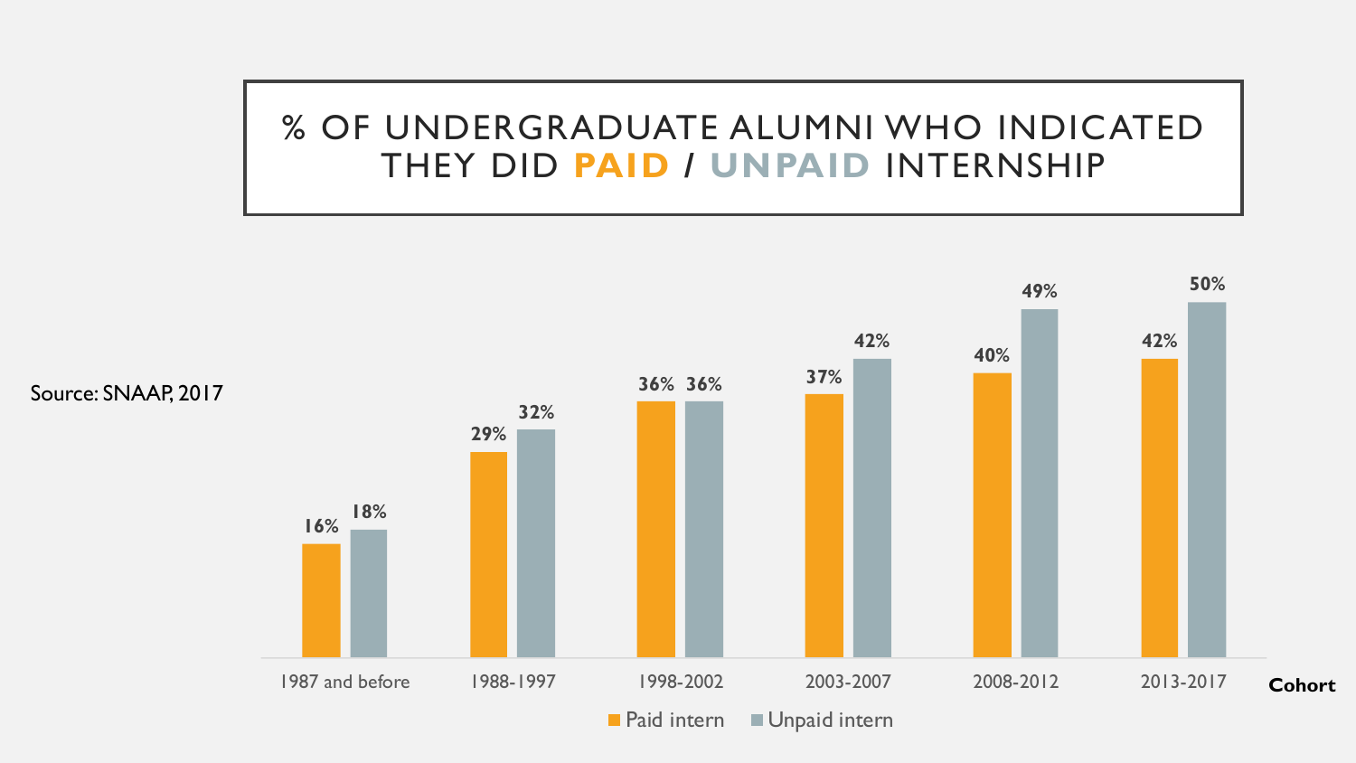# % OF UNDERGRADUATE ALUMNI WHO INDICATED THEY DID **PAID** / **UNPAID** INTERNSHIP

Source: SNAAP, 2017

| Cohort | Paid intern | Unpaid intern |
| --- | --- | --- |
| 1987 and before | 16% | 18% |
| 1988-1997 | 29% | 32% |
| 1998-2002 | 36% | 36% |
| 2003-2007 | 37% | 42% |
| 2008-2012 | 40% | 49% |
| 2013-2017 | 42% | 50% |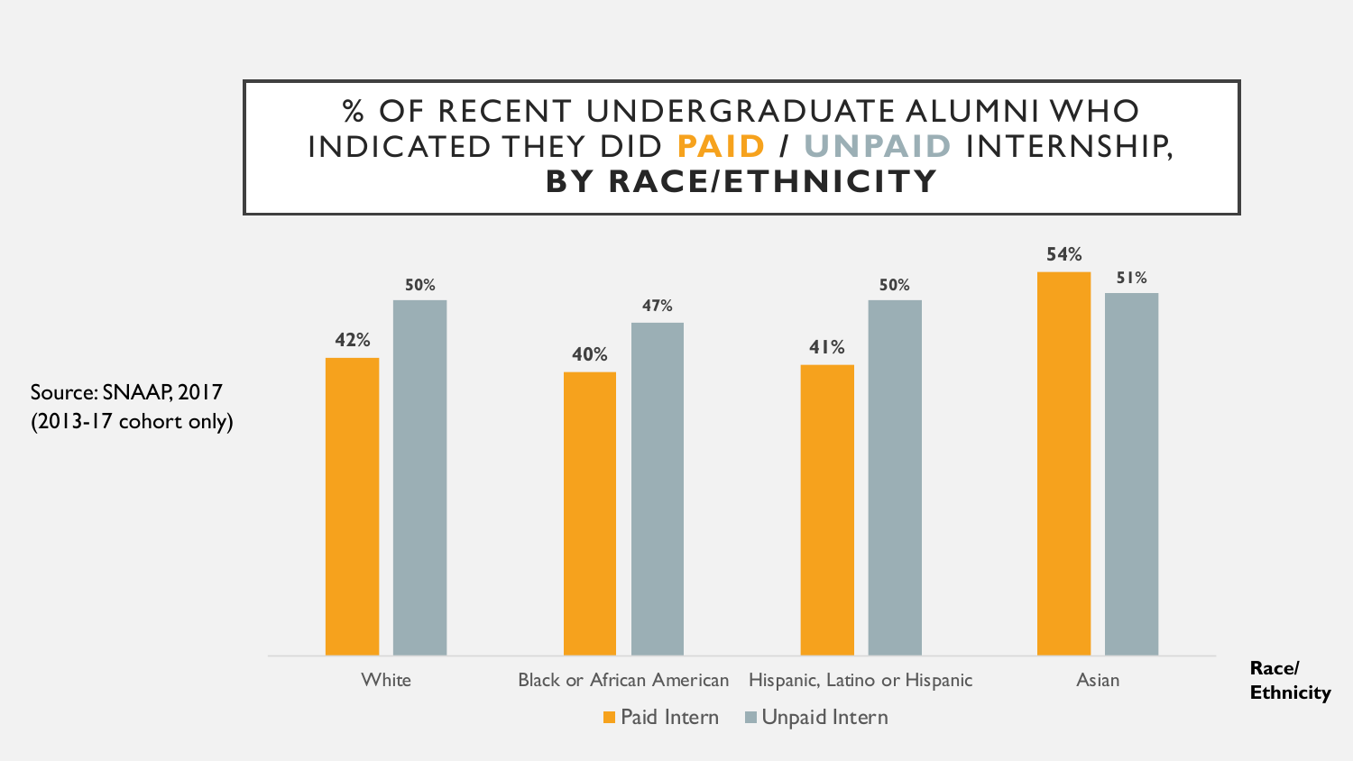# % OF RECENT UNDERGRADUATE ALUMNI WHO INDICATED THEY DID PAID / UNPAID INTERNSHIP, BY RACE/ETHNICITY

Source: SNAAP, 2017 (2013-17 cohort only)

| Race/Ethnicity | Paid Intern | Unpaid Intern |
|---|---|---|
| White | 42% | 50% |
| Black or African American | 40% | 47% |
| Hispanic, Latino or Hispanic | 41% | 50% |
| Asian | 54% | 51% |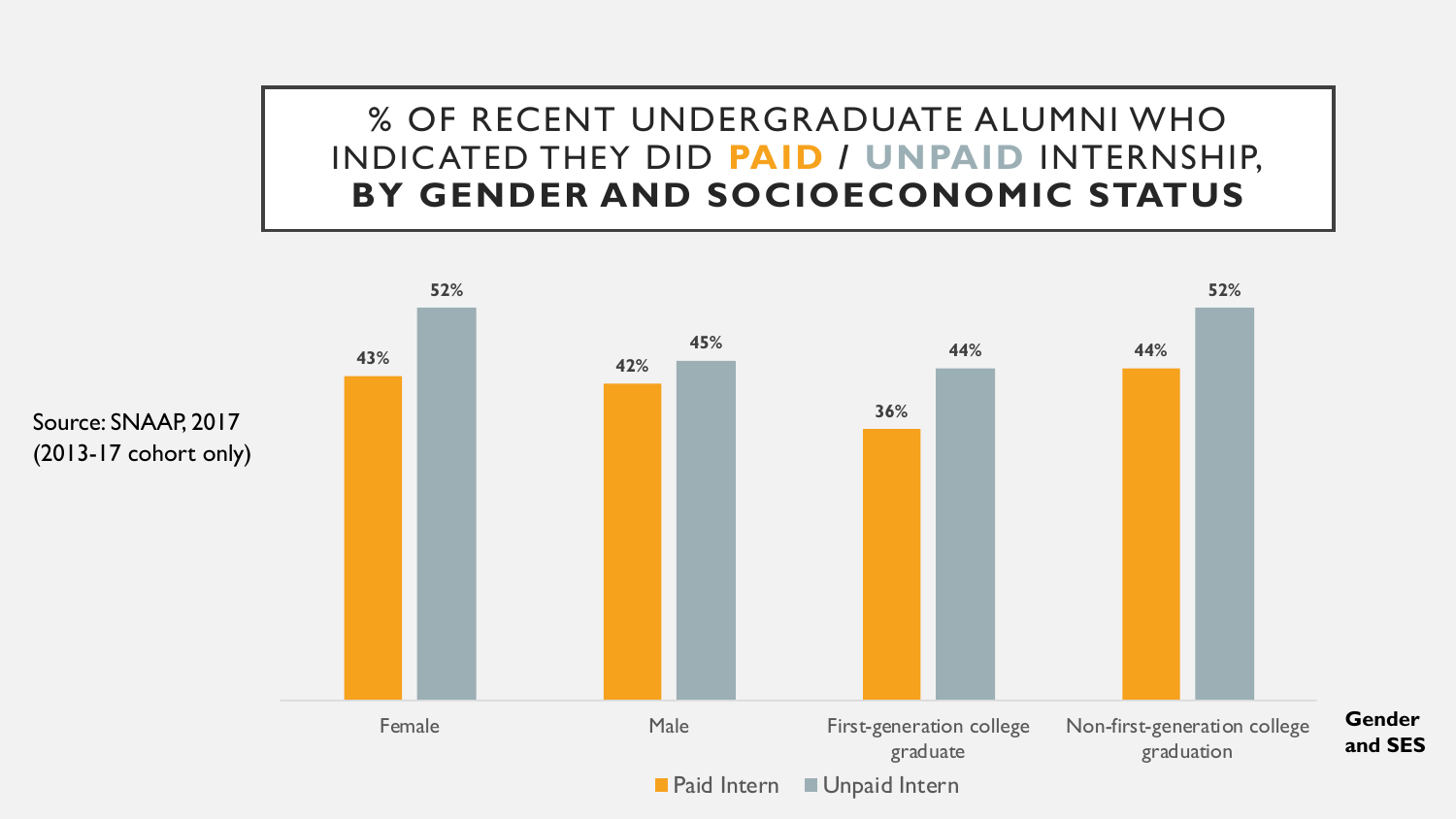# % OF RECENT UNDERGRADUATE ALUMNI WHO INDICATED THEY DID PAID / UNPAID INTERNSHIP, **BY GENDER AND SOCIOECONOMIC STATUS**

Source: SNAAP, 2017 (2013-17 cohort only)

| Gender and SES | Paid Intern | Unpaid Intern |
|---|---|---|
| Female | 43% | 52% |
| Male | 42% | 45% |
| First-generation college graduate | 36% | 44% |
| Non-first-generation college graduation | 44% | 52% |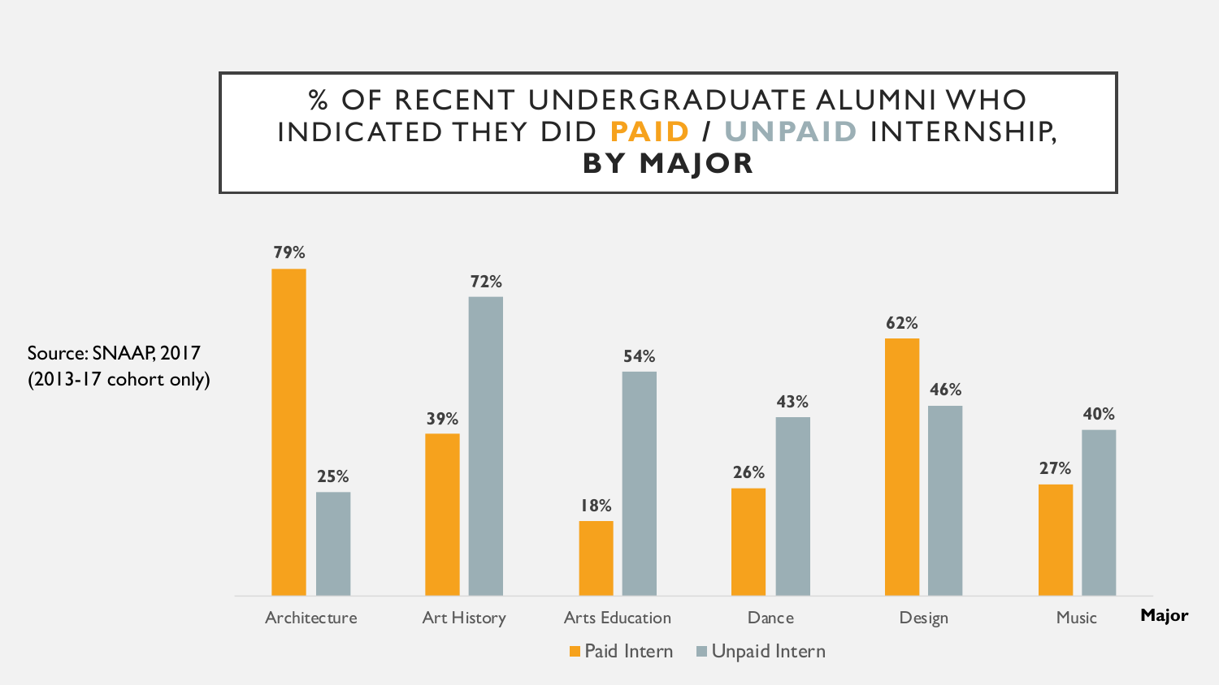# % OF RECENT UNDERGRADUATE ALUMNI WHO INDICATED THEY DID PAID / UNPAID INTERNSHIP, **BY MAJOR**

Source: SNAAP, 2017 (2013-17 cohort only)

| Major | Paid Intern | Unpaid Intern |
|---|---|---|
| Architecture | 79% | 25% |
| Art History | 39% | 72% |
| Arts Education | 18% | 54% |
| Dance | 26% | 43% |
| Design | 62% | 46% |
| Music | 27% | 40% |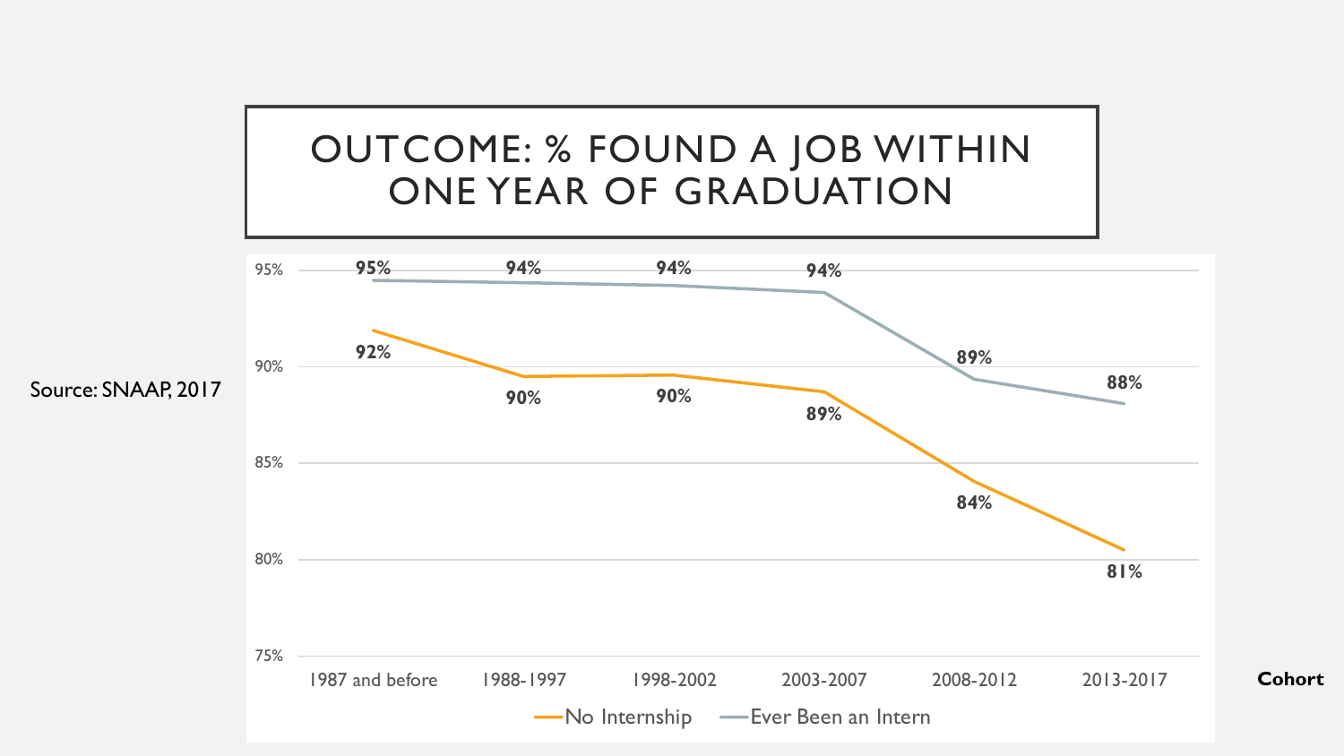# OUTCOME: % FOUND A JOB WITHIN ONE YEAR OF GRADUATION

Source: SNAAP, 2017

| Cohort | No Internship | Ever Been an Intern |
| --- | --- | --- |
| 1987 and before | 92% | 95% |
| 1988-1997 | 90% | 94% |
| 1998-2002 | 90% | 94% |
| 2003-2007 | 89% | 94% |
| 2008-2012 | 84% | 89% |
| 2013-2017 | 81% | 88% |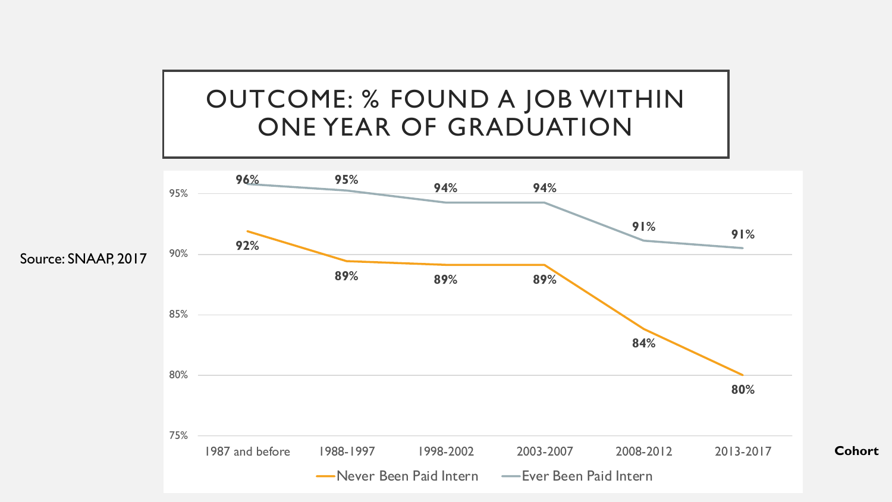# OUTCOME: % FOUND A JOB WITHIN ONE YEAR OF GRADUATION

Source: SNAAP, 2017

| Cohort | Never Been Paid Intern | Ever Been Paid Intern |
| --- | --- | --- |
| 1987 and before | 92% | 96% |
| 1988-1997 | 89% | 95% |
| 1998-2002 | 89% | 94% |
| 2003-2007 | 89% | 94% |
| 2008-2012 | 84% | 91% |
| 2013-2017 | 80% | 91% |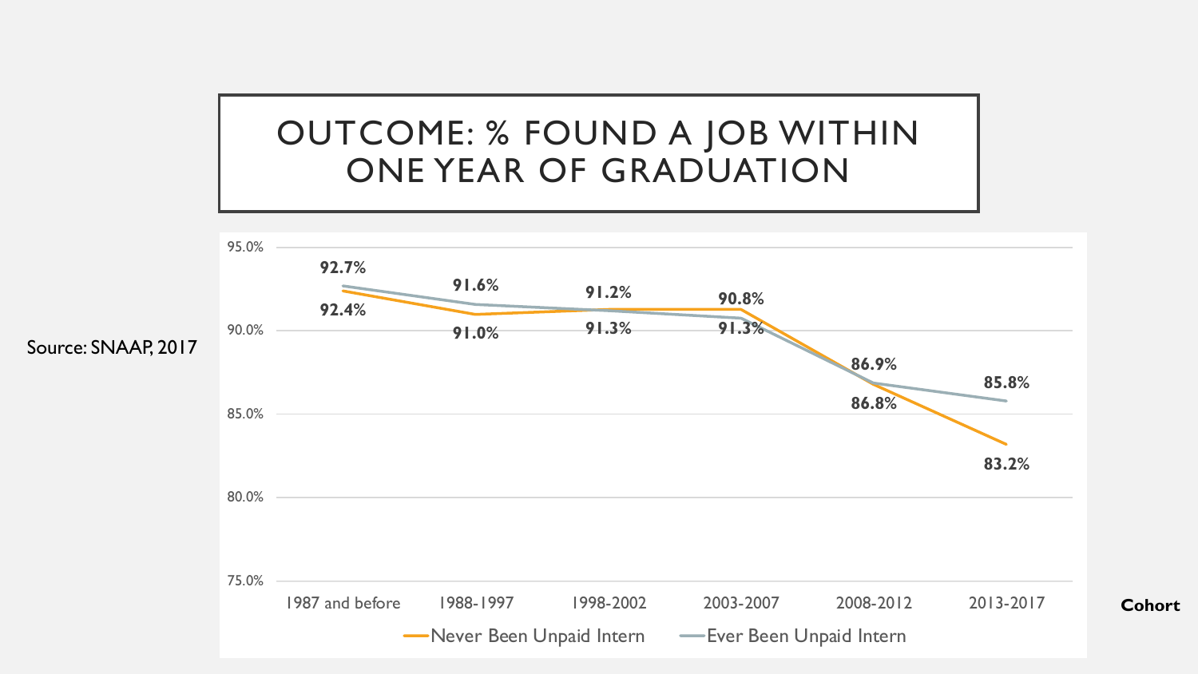# OUTCOME: % FOUND A JOB WITHIN ONE YEAR OF GRADUATION

Source: SNAAP, 2017

| Cohort | Never Been Unpaid Intern | Ever Been Unpaid Intern |
|---|---|---|
| 1987 and before | 92.4% | 92.7% |
| 1988-1997 | 91.0% | 91.6% |
| 1998-2002 | 91.3% | 91.2% |
| 2003-2007 | 91.3% | 90.8% |
| 2008-2012 | 86.8% | 86.9% |
| 2013-2017 | 83.2% | 85.8% |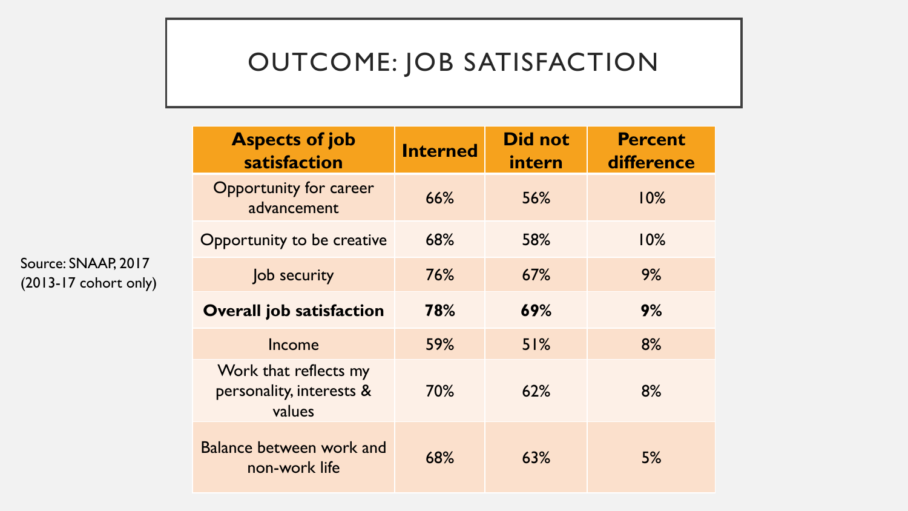# OUTCOME: JOB SATISFACTION

Source: SNAAP, 2017 (2013-17 cohort only)

| Aspects of job satisfaction | Interned | Did not intern | Percent difference |
|---|---|---|---|
| Opportunity for career advancement | 66% | 56% | 10% |
| Opportunity to be creative | 68% | 58% | 10% |
| Job security | 76% | 67% | 9% |
| **Overall job satisfaction** | **78%** | **69%** | **9%** |
| Income | 59% | 51% | 8% |
| Work that reflects my personality, interests & values | 70% | 62% | 8% |
| Balance between work and non-work life | 68% | 63% | 5% |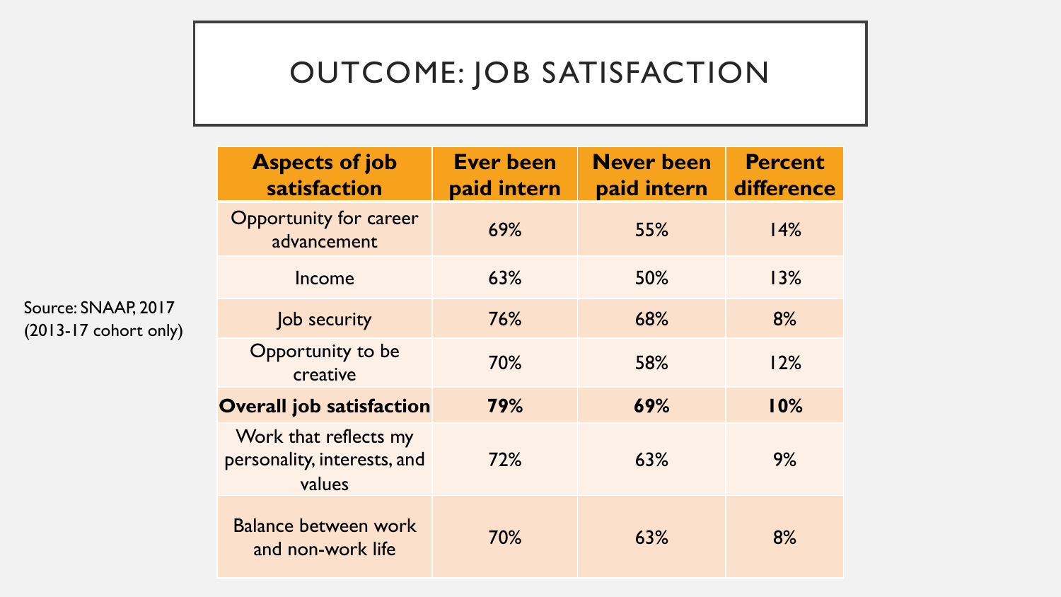# OUTCOME: JOB SATISFACTION

Source: SNAAP, 2017 (2013-17 cohort only)

| Aspects of job satisfaction | Ever been paid intern | Never been paid intern | Percent difference |
|---|---|---|---|
| Opportunity for career advancement | 69% | 55% | 14% |
| Income | 63% | 50% | 13% |
| Job security | 76% | 68% | 8% |
| Opportunity to be creative | 70% | 58% | 12% |
| **Overall job satisfaction** | **79%** | **69%** | **10%** |
| Work that reflects my personality, interests, and values | 72% | 63% | 9% |
| Balance between work and non-work life | 70% | 63% | 8% |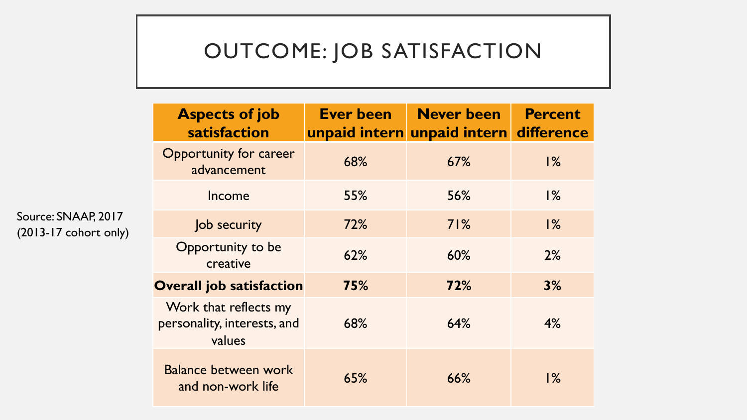# OUTCOME: JOB SATISFACTION

Source: SNAAP, 2017 (2013-17 cohort only)

| Aspects of job satisfaction | Ever been unpaid intern | Never been unpaid intern | Percent difference |
|---|---|---|---|
| Opportunity for career advancement | 68% | 67% | 1% |
| Income | 55% | 56% | 1% |
| Job security | 72% | 71% | 1% |
| Opportunity to be creative | 62% | 60% | 2% |
| **Overall job satisfaction** | **75%** | **72%** | **3%** |
| Work that reflects my personality, interests, and values | 68% | 64% | 4% |
| Balance between work and non-work life | 65% | 66% | 1% |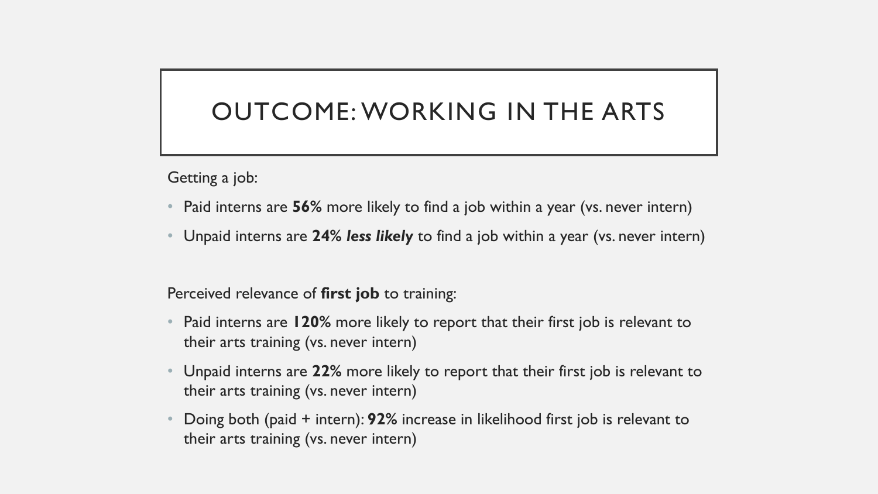# OUTCOME: WORKING IN THE ARTS

Getting a job:

- Paid interns are **56%** more likely to find a job within a year (vs. never intern)
- Unpaid interns are **24%** ***less likely*** to find a job within a year (vs. never intern)

Perceived relevance of **first job** to training:

- Paid interns are **120%** more likely to report that their first job is relevant to their arts training (vs. never intern)
- Unpaid interns are **22%** more likely to report that their first job is relevant to their arts training (vs. never intern)
- Doing both (paid + intern): **92%** increase in likelihood first job is relevant to their arts training (vs. never intern)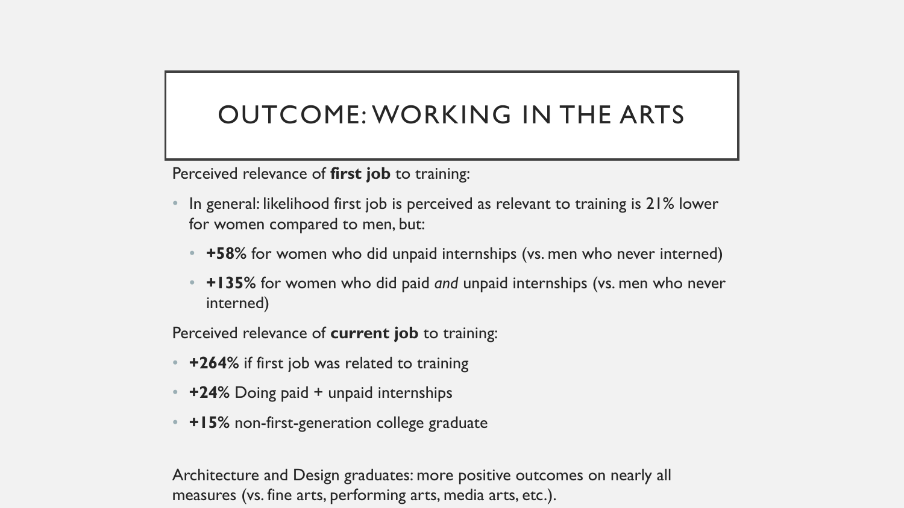# OUTCOME: WORKING IN THE ARTS

Perceived relevance of **first job** to training:

- In general: likelihood first job is perceived as relevant to training is 21% lower for women compared to men, but:
  - **+58%** for women who did unpaid internships (vs. men who never interned)
  - **+135%** for women who did paid *and* unpaid internships (vs. men who never interned)

Perceived relevance of **current job** to training:

- **+264%** if first job was related to training
- **+24%** Doing paid + unpaid internships
- **+15%** non-first-generation college graduate

Architecture and Design graduates: more positive outcomes on nearly all measures (vs. fine arts, performing arts, media arts, etc.).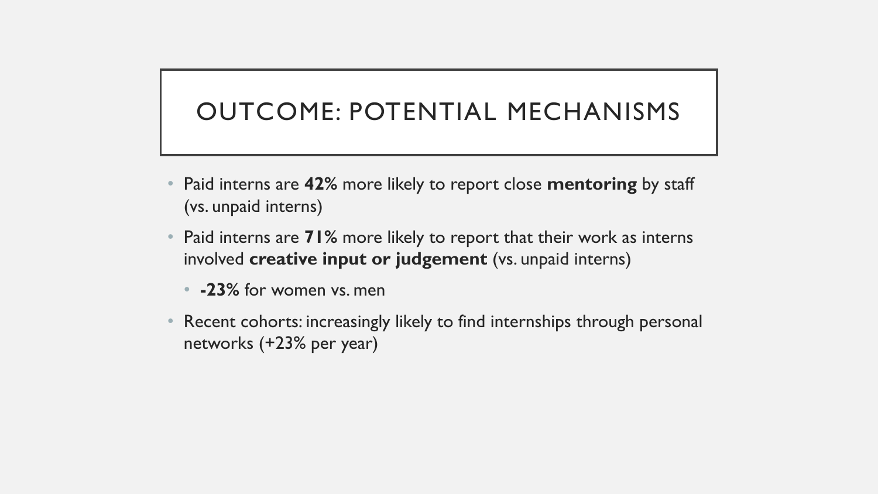# OUTCOME: POTENTIAL MECHANISMS

- Paid interns are **42%** more likely to report close **mentoring** by staff (vs. unpaid interns)
- Paid interns are **71%** more likely to report that their work as interns involved **creative input or judgement** (vs. unpaid interns)
  - **-23%** for women vs. men
- Recent cohorts: increasingly likely to find internships through personal networks (+23% per year)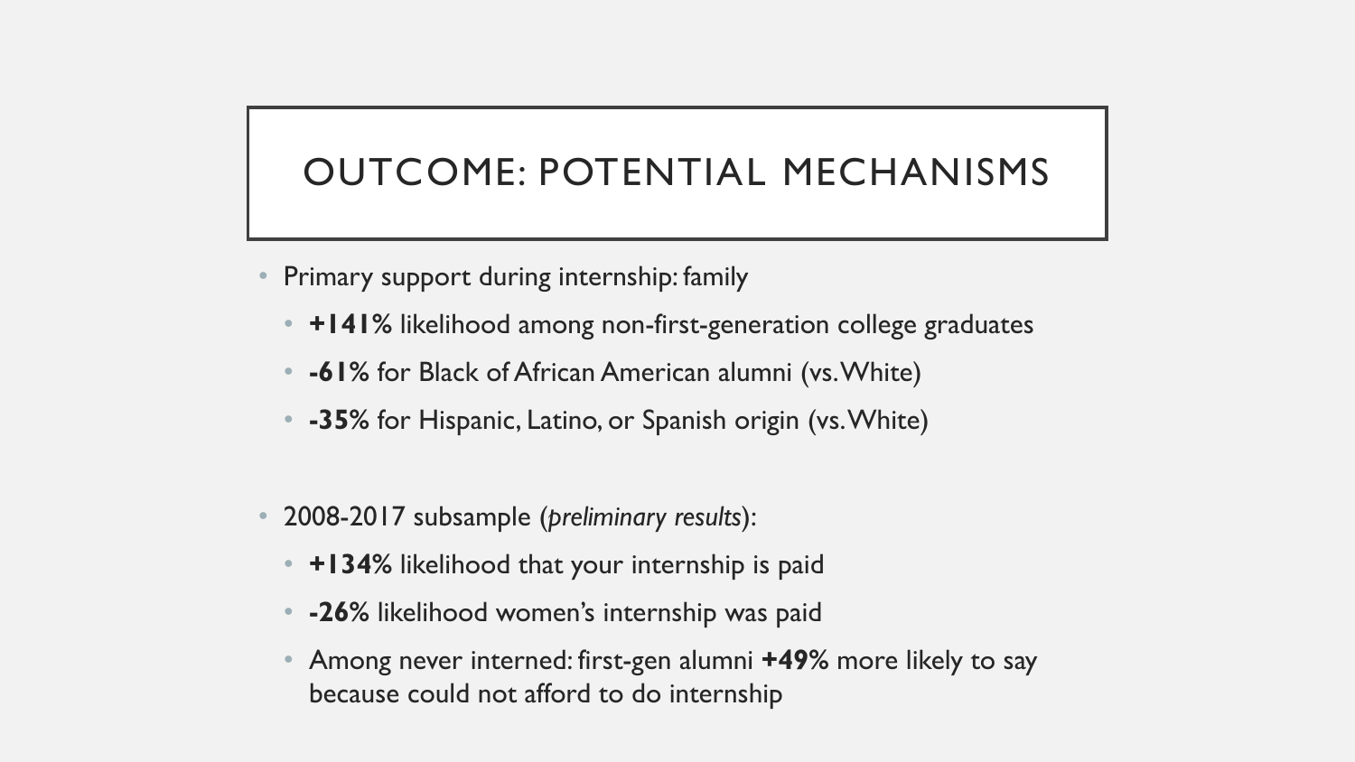# OUTCOME: POTENTIAL MECHANISMS

- Primary support during internship: family
  - **+141%** likelihood among non-first-generation college graduates
  - **-61%** for Black of African American alumni (vs. White)
  - **-35%** for Hispanic, Latino, or Spanish origin (vs. White)

- 2008-2017 subsample (*preliminary results*):
  - **+134%** likelihood that your internship is paid
  - **-26%** likelihood women's internship was paid
  - Among never interned: first-gen alumni **+49%** more likely to say because could not afford to do internship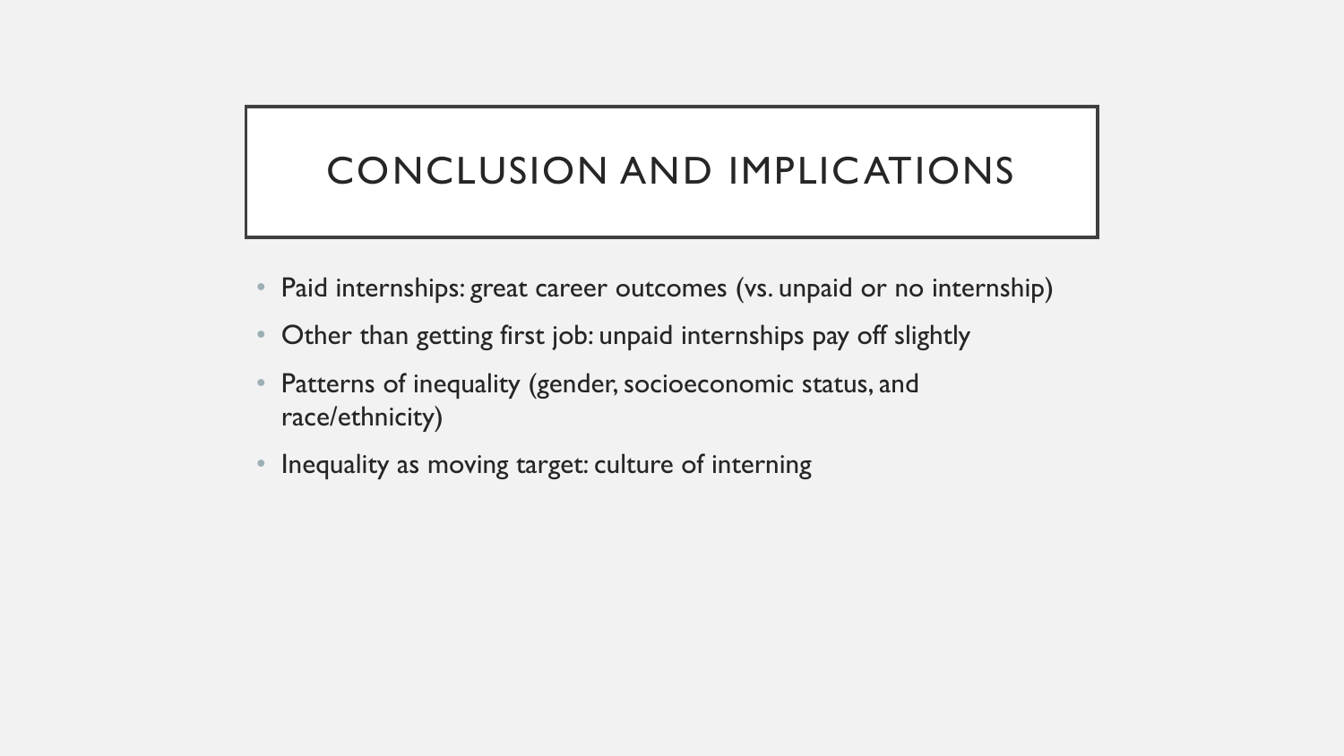# CONCLUSION AND IMPLICATIONS

- Paid internships: great career outcomes (vs. unpaid or no internship)
- Other than getting first job: unpaid internships pay off slightly
- Patterns of inequality (gender, socioeconomic status, and race/ethnicity)
- Inequality as moving target: culture of interning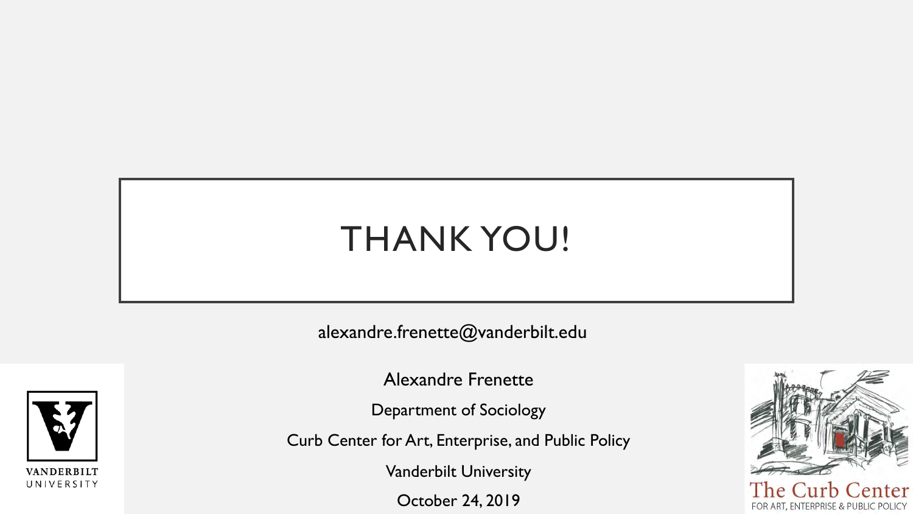# THANK YOU!

alexandre.frenette@vanderbilt.edu

Alexandre Frenette

Department of Sociology

Curb Center for Art, Enterprise, and Public Policy

Vanderbilt University

October 24, 2019